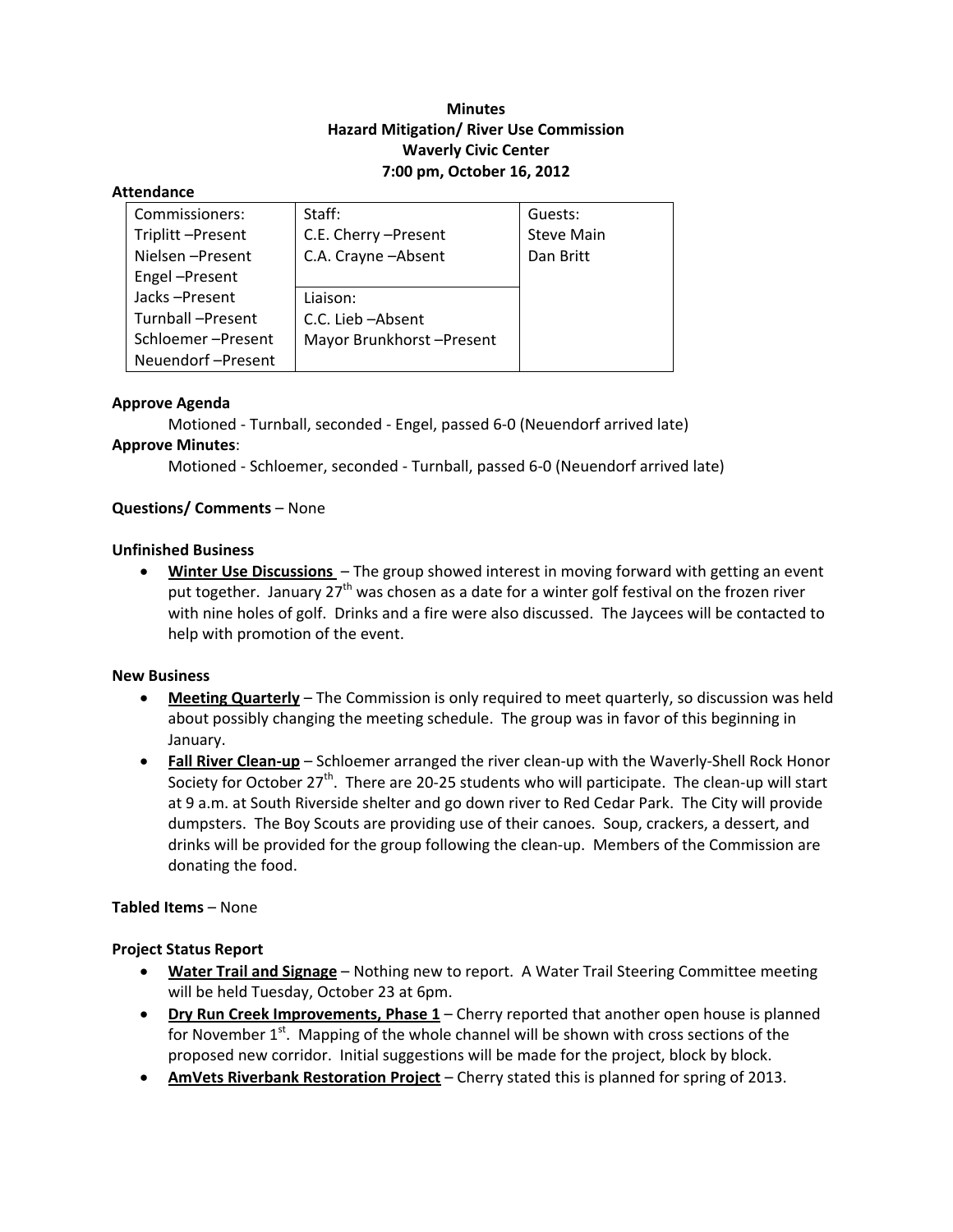# Minutes
## Hazard Mitigation/ River Use Commission
## Waverly Civic Center
## 7:00 pm, October 16, 2012

**Attendance**

| Commissioners: | Staff: | Guests: |
|---|---|---|
| Triplitt –Present | C.E. Cherry –Present | Steve Main |
| Nielsen –Present | C.A. Crayne –Absent | Dan Britt |
| Engel –Present | | |
| Jacks –Present | Liaison: | |
| Turnball –Present | C.C. Lieb –Absent | |
| Schloemer –Present | Mayor Brunkhorst –Present | |
| Neuendorf –Present | | |

**Approve Agenda**

Motioned - Turnball, seconded - Engel, passed 6-0 (Neuendorf arrived late)

**Approve Minutes**:

Motioned - Schloemer, seconded - Turnball, passed 6-0 (Neuendorf arrived late)

**Questions/ Comments** – None

**Unfinished Business**

- **Winter Use Discussions** – The group showed interest in moving forward with getting an event put together. January 27th was chosen as a date for a winter golf festival on the frozen river with nine holes of golf. Drinks and a fire were also discussed. The Jaycees will be contacted to help with promotion of the event.

**New Business**

- **Meeting Quarterly** – The Commission is only required to meet quarterly, so discussion was held about possibly changing the meeting schedule. The group was in favor of this beginning in January.
- **Fall River Clean-up** – Schloemer arranged the river clean-up with the Waverly-Shell Rock Honor Society for October 27th. There are 20-25 students who will participate. The clean-up will start at 9 a.m. at South Riverside shelter and go down river to Red Cedar Park. The City will provide dumpsters. The Boy Scouts are providing use of their canoes. Soup, crackers, a dessert, and drinks will be provided for the group following the clean-up. Members of the Commission are donating the food.

**Tabled Items** – None

**Project Status Report**

- **Water Trail and Signage** – Nothing new to report. A Water Trail Steering Committee meeting will be held Tuesday, October 23 at 6pm.
- **Dry Run Creek Improvements, Phase 1** – Cherry reported that another open house is planned for November 1st. Mapping of the whole channel will be shown with cross sections of the proposed new corridor. Initial suggestions will be made for the project, block by block.
- **AmVets Riverbank Restoration Project** – Cherry stated this is planned for spring of 2013.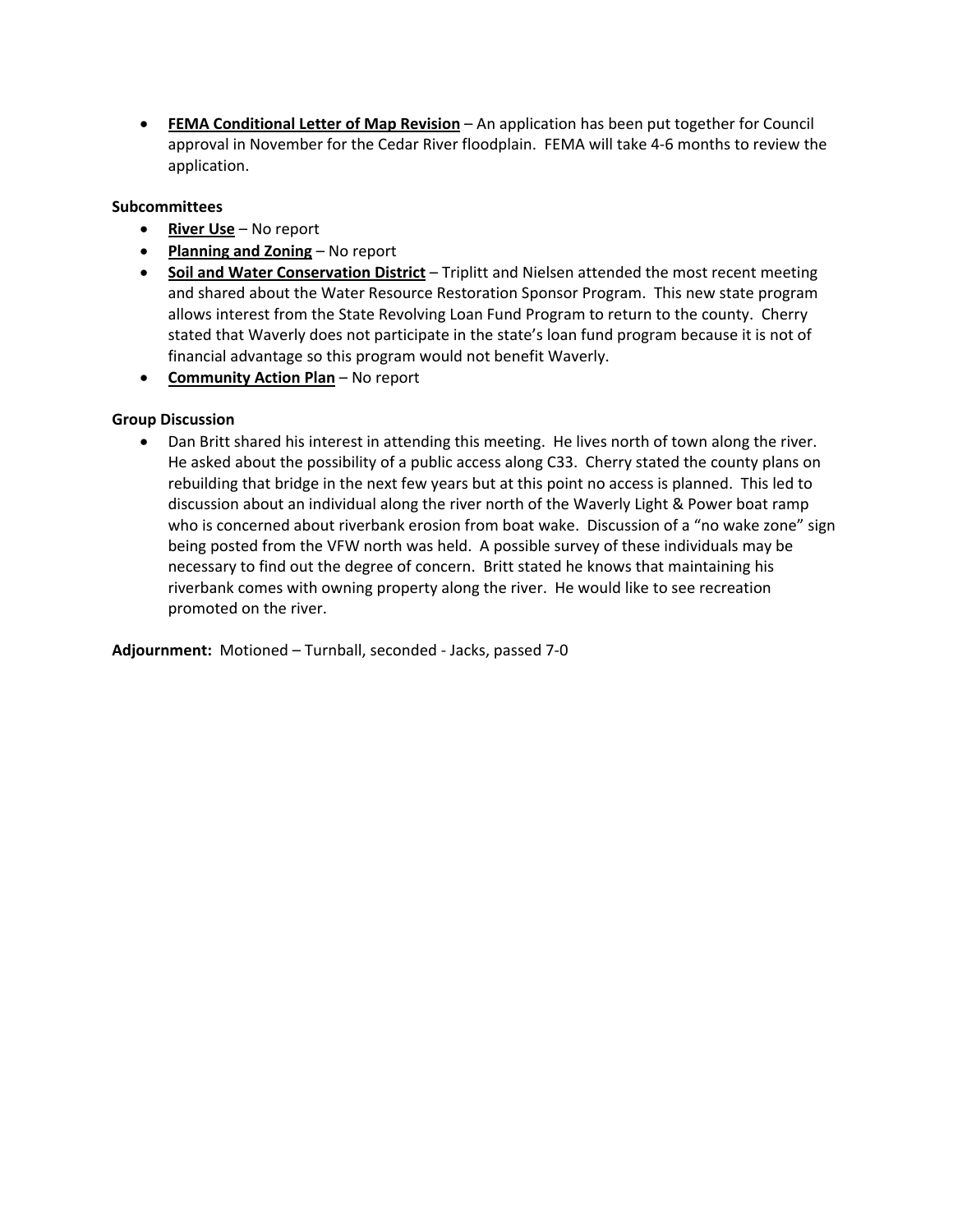- **FEMA Conditional Letter of Map Revision** – An application has been put together for Council approval in November for the Cedar River floodplain. FEMA will take 4-6 months to review the application.

**Subcommittees**

- **River Use** – No report
- **Planning and Zoning** – No report
- **Soil and Water Conservation District** – Triplitt and Nielsen attended the most recent meeting and shared about the Water Resource Restoration Sponsor Program. This new state program allows interest from the State Revolving Loan Fund Program to return to the county. Cherry stated that Waverly does not participate in the state's loan fund program because it is not of financial advantage so this program would not benefit Waverly.
- **Community Action Plan** – No report

**Group Discussion**

- Dan Britt shared his interest in attending this meeting. He lives north of town along the river. He asked about the possibility of a public access along C33. Cherry stated the county plans on rebuilding that bridge in the next few years but at this point no access is planned. This led to discussion about an individual along the river north of the Waverly Light & Power boat ramp who is concerned about riverbank erosion from boat wake. Discussion of a "no wake zone" sign being posted from the VFW north was held. A possible survey of these individuals may be necessary to find out the degree of concern. Britt stated he knows that maintaining his riverbank comes with owning property along the river. He would like to see recreation promoted on the river.

**Adjournment:** Motioned – Turnball, seconded - Jacks, passed 7-0